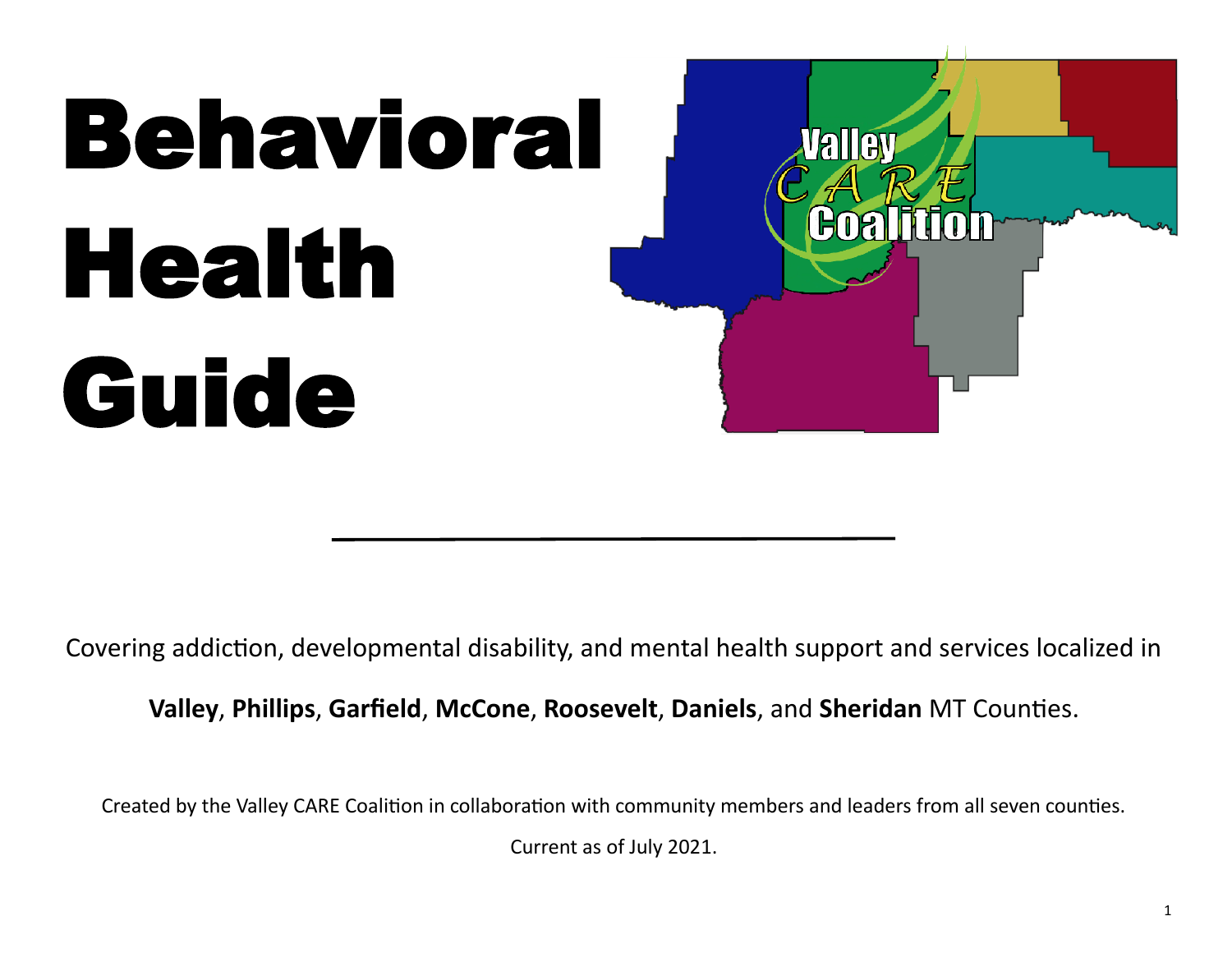# Behavioral Health Guide

Covering addiction, developmental disability, and mental health support and services localized in

**Valley**, **Phillips**, **Garfield**, **McCone**, **Roosevelt**, **Daniels**, and **Sheridan** MT Counties.

Created by the Valley CARE Coalition in collaboration with community members and leaders from all seven counties.

Current as of July 2021.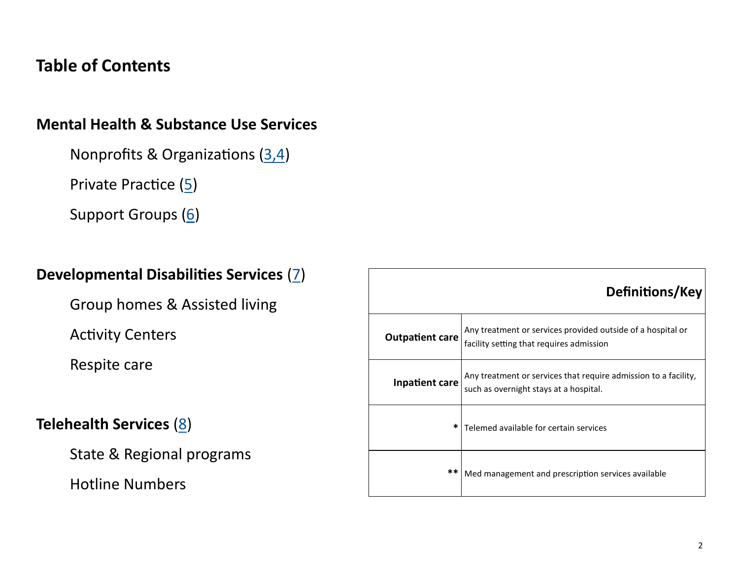# Table of Contents

## Mental Health & Substance Use Services

- Nonprofits & Organizations (3,4)
- Private Practice (5)
- Support Groups (6)

## Developmental Disabilities Services (7)

- Group homes & Assisted living
- Activity Centers
- Respite care

## Telehealth Services (8)

- State & Regional programs
- Hotline Numbers

| Definitions/Key | |
|---|---|
| **Outpatient care** | Any treatment or services provided outside of a hospital or facility setting that requires admission |
| **Inpatient care** | Any treatment or services that require admission to a facility, such as overnight stays at a hospital. |
| * | Telemed available for certain services |
| ** | Med management and prescription services available |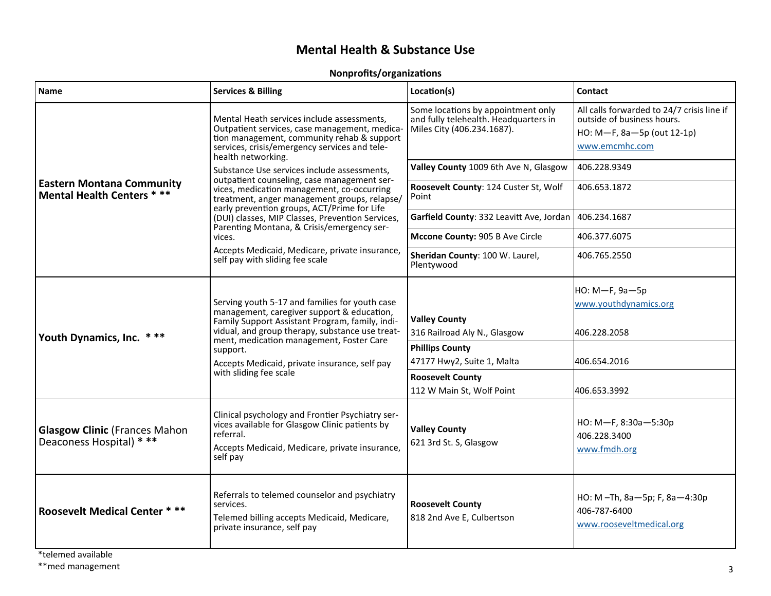# Mental Health & Substance Use

## Nonprofits/organizations

| Name | Services & Billing | Location(s) | Contact |
|---|---|---|---|
| **Eastern Montana Community Mental Health Centers * **** | Mental Heath services include assessments, Outpatient services, case management, medication management, community rehab & support services, crisis/emergency services and telehealth networking.<br>Substance Use services include assessments, outpatient counseling, case management services, medication management, co-occurring treatment, anger management groups, relapse/early prevention groups, ACT/Prime for Life (DUI) classes, MIP Classes, Prevention Services, Parenting Montana, & Crisis/emergency services.<br>Accepts Medicaid, Medicare, private insurance, self pay with sliding fee scale | Some locations by appointment only and fully telehealth. Headquarters in Miles City (406.234.1687). | All calls forwarded to 24/7 crisis line if outside of business hours.<br>HO: M—F, 8a—5p (out 12-1p)<br>www.emcmhc.com |
| | | **Valley County** 1009 6th Ave N, Glasgow | 406.228.9349 |
| | | **Roosevelt County**: 124 Custer St, Wolf Point | 406.653.1872 |
| | | **Garfield County**: 332 Leavitt Ave, Jordan | 406.234.1687 |
| | | **Mccone County:** 905 B Ave Circle | 406.377.6075 |
| | | **Sheridan County**: 100 W. Laurel, Plentywood | 406.765.2550 |
| **Youth Dynamics, Inc. * **** | Serving youth 5-17 and families for youth case management, caregiver support & education, Family Support Assistant Program, family, individual, and group therapy, substance use treatment, medication management, Foster Care support.<br>Accepts Medicaid, private insurance, self pay with sliding fee scale | **Valley County**<br>316 Railroad Aly N., Glasgow | HO: M—F, 9a—5p<br>www.youthdynamics.org<br>406.228.2058 |
| | | **Phillips County**<br>47177 Hwy2, Suite 1, Malta | 406.654.2016 |
| | | **Roosevelt County**<br>112 W Main St, Wolf Point | 406.653.3992 |
| **Glasgow Clinic** (Frances Mahon Deaconess Hospital) * ** | Clinical psychology and Frontier Psychiatry services available for Glasgow Clinic patients by referral.<br>Accepts Medicaid, Medicare, private insurance, self pay | **Valley County**<br>621 3rd St. S, Glasgow | HO: M—F, 8:30a—5:30p<br>406.228.3400<br>www.fmdh.org |
| **Roosevelt Medical Center * **** | Referrals to telemed counselor and psychiatry services.<br>Telemed billing accepts Medicaid, Medicare, private insurance, self pay | **Roosevelt County**<br>818 2nd Ave E, Culbertson | HO: M –Th, 8a—5p; F, 8a—4:30p<br>406-787-6400<br>www.rooseveltmedical.org |

*telemed available

**med management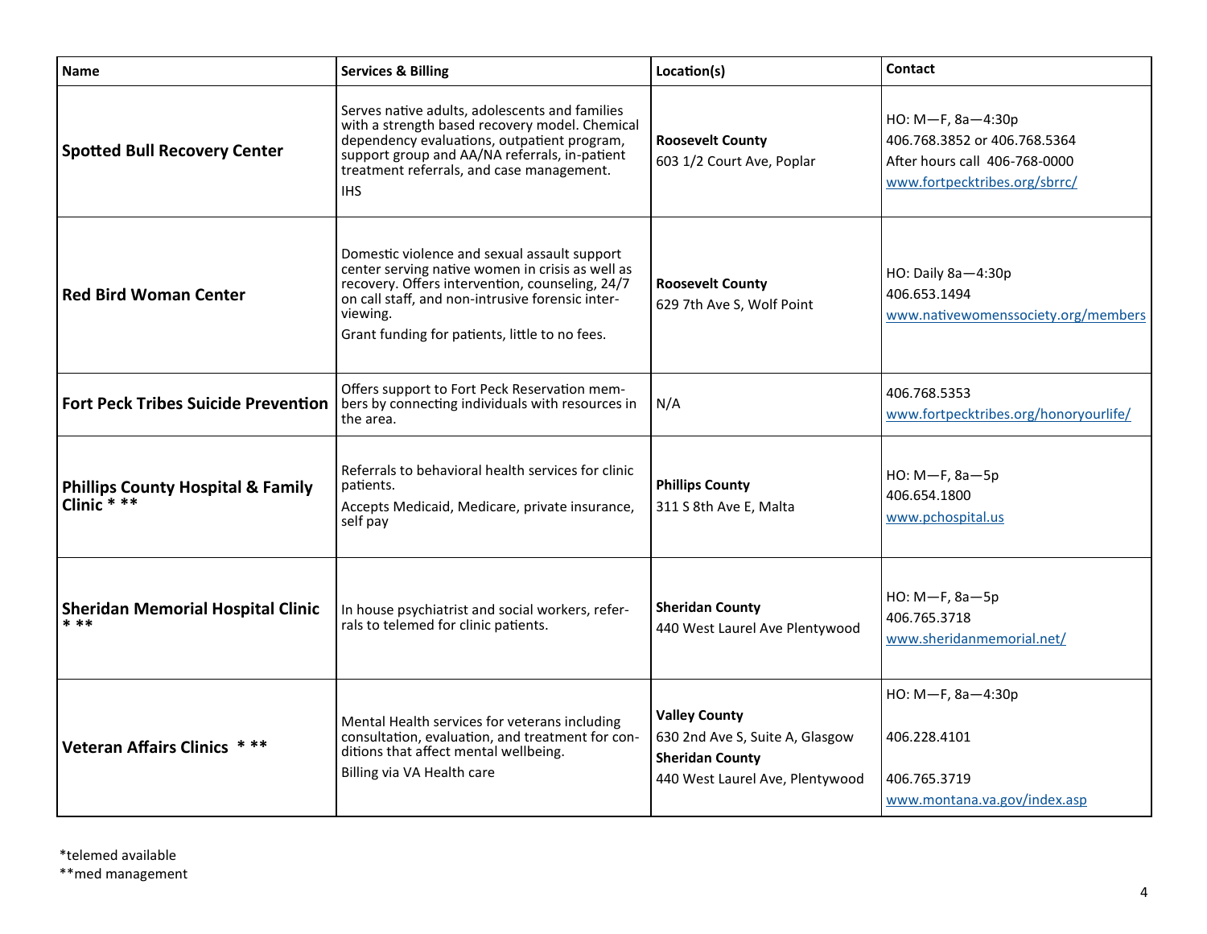| Name | Services & Billing | Location(s) | Contact |
|---|---|---|---|
| **Spotted Bull Recovery Center** | Serves native adults, adolescents and families with a strength based recovery model. Chemical dependency evaluations, outpatient program, support group and AA/NA referrals, in-patient treatment referrals, and case management.<br>IHS | **Roosevelt County**<br>603 1/2 Court Ave, Poplar | HO: M—F, 8a—4:30p<br>406.768.3852 or 406.768.5364<br>After hours call 406-768-0000<br>www.fortpecktribes.org/sbrrc/ |
| **Red Bird Woman Center** | Domestic violence and sexual assault support center serving native women in crisis as well as recovery. Offers intervention, counseling, 24/7 on call staff, and non-intrusive forensic interviewing.<br>Grant funding for patients, little to no fees. | **Roosevelt County**<br>629 7th Ave S, Wolf Point | HO: Daily 8a—4:30p<br>406.653.1494<br>www.nativewomenssociety.org/members |
| **Fort Peck Tribes Suicide Prevention** | Offers support to Fort Peck Reservation members by connecting individuals with resources in the area. | N/A | 406.768.5353<br>www.fortpecktribes.org/honoryourlife/ |
| **Phillips County Hospital & Family Clinic * **** | Referrals to behavioral health services for clinic patients.<br>Accepts Medicaid, Medicare, private insurance, self pay | **Phillips County**<br>311 S 8th Ave E, Malta | HO: M—F, 8a—5p<br>406.654.1800<br>www.pchospital.us |
| **Sheridan Memorial Hospital Clinic * **** | In house psychiatrist and social workers, referrals to telemed for clinic patients. | **Sheridan County**<br>440 West Laurel Ave Plentywood | HO: M—F, 8a—5p<br>406.765.3718<br>www.sheridanmemorial.net/ |
| **Veteran Affairs Clinics * **** | Mental Health services for veterans including consultation, evaluation, and treatment for conditions that affect mental wellbeing.<br>Billing via VA Health care | **Valley County**<br>630 2nd Ave S, Suite A, Glasgow<br>**Sheridan County**<br>440 West Laurel Ave, Plentywood | HO: M—F, 8a—4:30p<br>406.228.4101<br>406.765.3719<br>www.montana.va.gov/index.asp |

*telemed available
**med management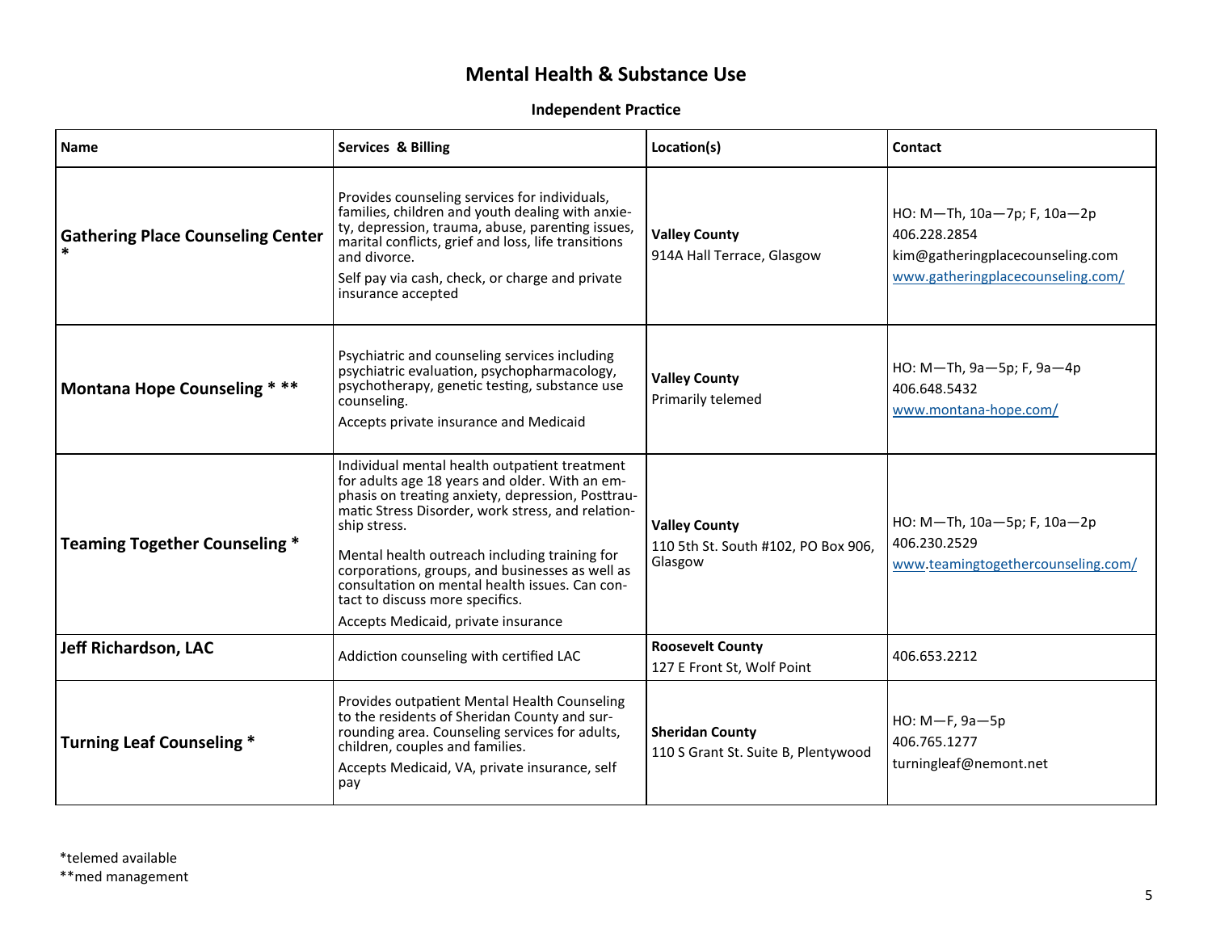# Mental Health & Substance Use

## Independent Practice

| Name | Services & Billing | Location(s) | Contact |
|---|---|---|---|
| **Gathering Place Counseling Center** * | Provides counseling services for individuals, families, children and youth dealing with anxiety, depression, trauma, abuse, parenting issues, marital conflicts, grief and loss, life transitions and divorce.<br>Self pay via cash, check, or charge and private insurance accepted | **Valley County**<br>914A Hall Terrace, Glasgow | HO: M—Th, 10a—7p; F, 10a—2p<br>406.228.2854<br>kim@gatheringplacecounseling.com<br>www.gatheringplacecounseling.com/ |
| **Montana Hope Counseling** * ** | Psychiatric and counseling services including psychiatric evaluation, psychopharmacology, psychotherapy, genetic testing, substance use counseling.<br>Accepts private insurance and Medicaid | **Valley County**<br>Primarily telemed | HO: M—Th, 9a—5p; F, 9a—4p<br>406.648.5432<br>www.montana-hope.com/ |
| **Teaming Together Counseling** * | Individual mental health outpatient treatment for adults age 18 years and older. With an emphasis on treating anxiety, depression, Posttraumatic Stress Disorder, work stress, and relationship stress.<br>Mental health outreach including training for corporations, groups, and businesses as well as consultation on mental health issues. Can contact to discuss more specifics.<br>Accepts Medicaid, private insurance | **Valley County**<br>110 5th St. South #102, PO Box 906, Glasgow | HO: M—Th, 10a—5p; F, 10a—2p<br>406.230.2529<br>www.teamingtogethercounseling.com/ |
| **Jeff Richardson, LAC** | Addiction counseling with certified LAC | **Roosevelt County**<br>127 E Front St, Wolf Point | 406.653.2212 |
| **Turning Leaf Counseling** * | Provides outpatient Mental Health Counseling to the residents of Sheridan County and surrounding area. Counseling services for adults, children, couples and families.<br>Accepts Medicaid, VA, private insurance, self pay | **Sheridan County**<br>110 S Grant St. Suite B, Plentywood | HO: M—F, 9a—5p<br>406.765.1277<br>turningleaf@nemont.net |

*telemed available
**med management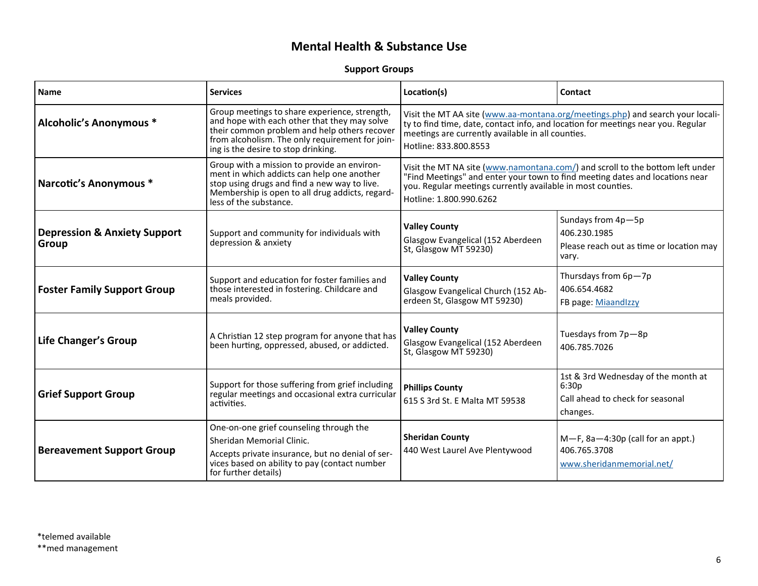# Mental Health & Substance Use

## Support Groups

| Name | Services | Location(s) | Contact |
|---|---|---|---|
| **Alcoholic's Anonymous *** | Group meetings to share experience, strength, and hope with each other that they may solve their common problem and help others recover from alcoholism. The only requirement for joining is the desire to stop drinking. | Visit the MT AA site (www.aa-montana.org/meetings.php) and search your locality to find time, date, contact info, and location for meetings near you. Regular meetings are currently available in all counties. Hotline: 833.800.8553 | |
| **Narcotic's Anonymous *** | Group with a mission to provide an environment in which addicts can help one another stop using drugs and find a new way to live. Membership is open to all drug addicts, regardless of the substance. | Visit the MT NA site (www.namontana.com/) and scroll to the bottom left under "Find Meetings" and enter your town to find meeting dates and locations near you. Regular meetings currently available in most counties. Hotline: 1.800.990.6262 | |
| **Depression & Anxiety Support Group** | Support and community for individuals with depression & anxiety | **Valley County** Glasgow Evangelical (152 Aberdeen St, Glasgow MT 59230) | Sundays from 4p—5p 406.230.1985 Please reach out as time or location may vary. |
| **Foster Family Support Group** | Support and education for foster families and those interested in fostering. Childcare and meals provided. | **Valley County** Glasgow Evangelical Church (152 Aberdeen St, Glasgow MT 59230) | Thursdays from 6p—7p 406.654.4682 FB page: MiaandIzzy |
| **Life Changer's Group** | A Christian 12 step program for anyone that has been hurting, oppressed, abused, or addicted. | **Valley County** Glasgow Evangelical (152 Aberdeen St, Glasgow MT 59230) | Tuesdays from 7p—8p 406.785.7026 |
| **Grief Support Group** | Support for those suffering from grief including regular meetings and occasional extra curricular activities. | **Phillips County** 615 S 3rd St. E Malta MT 59538 | 1st & 3rd Wednesday of the month at 6:30p Call ahead to check for seasonal changes. |
| **Bereavement Support Group** | One-on-one grief counseling through the Sheridan Memorial Clinic. Accepts private insurance, but no denial of services based on ability to pay (contact number for further details) | **Sheridan County** 440 West Laurel Ave Plentywood | M—F, 8a—4:30p (call for an appt.) 406.765.3708 www.sheridanmemorial.net/ |

*telemed available
**med management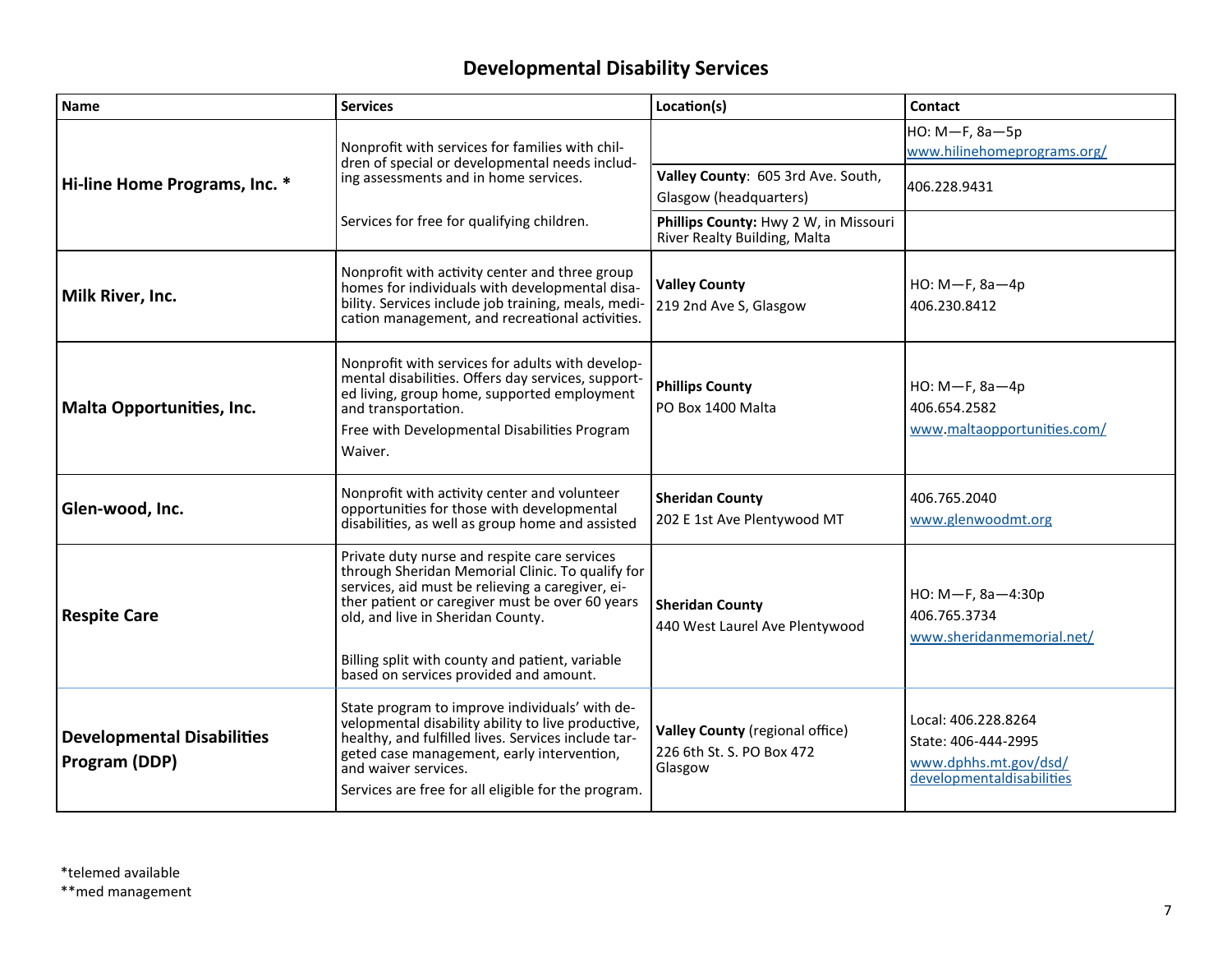## Developmental Disability Services

| Name | Services | Location(s) | Contact |
|---|---|---|---|
| **Hi-line Home Programs, Inc. *** | Nonprofit with services for families with children of special or developmental needs including assessments and in home services.<br><br>Services for free for qualifying children. | **Valley County**: 605 3rd Ave. South, Glasgow (headquarters)<br><br>**Phillips County:** Hwy 2 W, in Missouri River Realty Building, Malta | HO: M—F, 8a—5p<br>www.hilinehomeprograms.org/<br>406.228.9431 |
| **Milk River, Inc.** | Nonprofit with activity center and three group homes for individuals with developmental disability. Services include job training, meals, medication management, and recreational activities. | **Valley County**<br>219 2nd Ave S, Glasgow | HO: M—F, 8a—4p<br>406.230.8412 |
| **Malta Opportunities, Inc.** | Nonprofit with services for adults with developmental disabilities. Offers day services, supported living, group home, supported employment and transportation.<br>Free with Developmental Disabilities Program Waiver. | **Phillips County**<br>PO Box 1400 Malta | HO: M—F, 8a—4p<br>406.654.2582<br>www.maltaopportunities.com/ |
| **Glen-wood, Inc.** | Nonprofit with activity center and volunteer opportunities for those with developmental disabilities, as well as group home and assisted | **Sheridan County**<br>202 E 1st Ave Plentywood MT | 406.765.2040<br>www.glenwoodmt.org |
| **Respite Care** | Private duty nurse and respite care services through Sheridan Memorial Clinic. To qualify for services, aid must be relieving a caregiver, either patient or caregiver must be over 60 years old, and live in Sheridan County.<br><br>Billing split with county and patient, variable based on services provided and amount. | **Sheridan County**<br>440 West Laurel Ave Plentywood | HO: M—F, 8a—4:30p<br>406.765.3734<br>www.sheridanmemorial.net/ |
| **Developmental Disabilities Program (DDP)** | State program to improve individuals' with developmental disability ability to live productive, healthy, and fulfilled lives. Services include targeted case management, early intervention, and waiver services.<br>Services are free for all eligible for the program. | **Valley County** (regional office)<br>226 6th St. S. PO Box 472 Glasgow | Local: 406.228.8264<br>State: 406-444-2995<br>www.dphhs.mt.gov/dsd/developmentaldisabilities |

*telemed available
**med management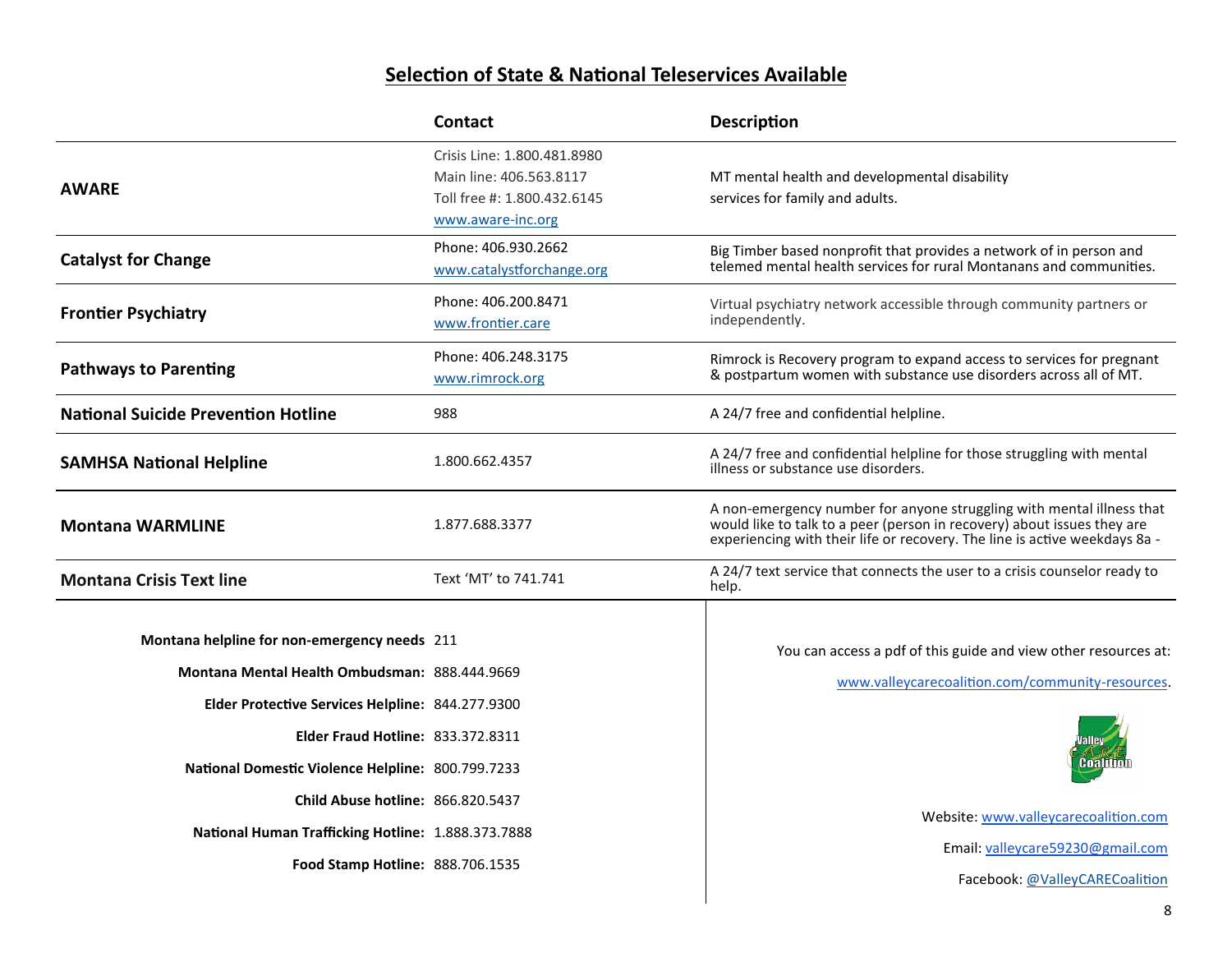# Selection of State & National Teleservices Available

| | Contact | Description |
|---|---|---|
| **AWARE** | Crisis Line: 1.800.481.8980<br>Main line: 406.563.8117<br>Toll free #: 1.800.432.6145<br>www.aware-inc.org | MT mental health and developmental disability services for family and adults. |
| **Catalyst for Change** | Phone: 406.930.2662<br>www.catalystforchange.org | Big Timber based nonprofit that provides a network of in person and telemed mental health services for rural Montanans and communities. |
| **Frontier Psychiatry** | Phone: 406.200.8471<br>www.frontier.care | Virtual psychiatry network accessible through community partners or independently. |
| **Pathways to Parenting** | Phone: 406.248.3175<br>www.rimrock.org | Rimrock is Recovery program to expand access to services for pregnant & postpartum women with substance use disorders across all of MT. |
| **National Suicide Prevention Hotline** | 988 | A 24/7 free and confidential helpline. |
| **SAMHSA National Helpline** | 1.800.662.4357 | A 24/7 free and confidential helpline for those struggling with mental illness or substance use disorders. |
| **Montana WARMLINE** | 1.877.688.3377 | A non-emergency number for anyone struggling with mental illness that would like to talk to a peer (person in recovery) about issues they are experiencing with their life or recovery. The line is active weekdays 8a - |
| **Montana Crisis Text line** | Text 'MT' to 741.741 | A 24/7 text service that connects the user to a crisis counselor ready to help. |

**Montana helpline for non-emergency needs** 211

**Montana Mental Health Ombudsman:** 888.444.9669

**Elder Protective Services Helpline:** 844.277.9300

**Elder Fraud Hotline:** 833.372.8311

**National Domestic Violence Helpline:** 800.799.7233

**Child Abuse hotline:** 866.820.5437

**National Human Trafficking Hotline:** 1.888.373.7888

**Food Stamp Hotline:** 888.706.1535

You can access a pdf of this guide and view other resources at:

www.valleycarecoalition.com/community-resources.

Valley CARE Coalition

Website: www.valleycarecoalition.com

Email: valleycare59230@gmail.com

Facebook: @ValleyCARECoalition